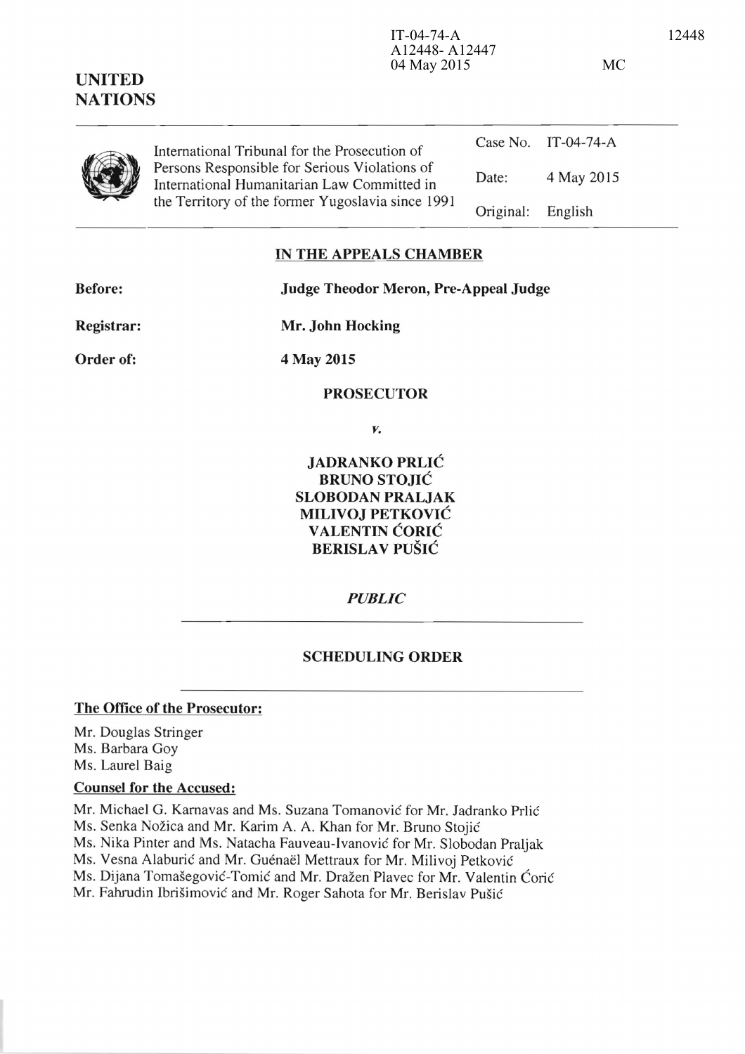IT-04-74-A
A12448- A12447
04 May 2015

MC

**UNITED NATIONS**

International Tribunal for the Prosecution of Persons Responsible for Serious Violations of International Humanitarian Law Committed in the Territory of the former Yugoslavia since 1991

| | |
|---|---|
| Case No. | IT-04-74-A |
| Date: | 4 May 2015 |
| Original: | English |

## IN THE APPEALS CHAMBER

**Before:** **Judge Theodor Meron, Pre-Appeal Judge**

**Registrar:** **Mr. John Hocking**

**Order of:** **4 May 2015**

**PROSECUTOR**

*v.*

**JADRANKO PRLIĆ**
**BRUNO STOJIĆ**
**SLOBODAN PRALJAK**
**MILIVOJ PETKOVIĆ**
**VALENTIN ĆORIĆ**
**BERISLAV PUŠIĆ**

***PUBLIC***

## SCHEDULING ORDER

**The Office of the Prosecutor:**

Mr. Douglas Stringer
Ms. Barbara Goy
Ms. Laurel Baig

**Counsel for the Accused:**

Mr. Michael G. Karnavas and Ms. Suzana Tomanović for Mr. Jadranko Prlić
Ms. Senka Nožica and Mr. Karim A. A. Khan for Mr. Bruno Stojić
Ms. Nika Pinter and Ms. Natacha Fauveau-Ivanović for Mr. Slobodan Praljak
Ms. Vesna Alaburić and Mr. Guénaël Mettraux for Mr. Milivoj Petković
Ms. Dijana Tomašegović-Tomić and Mr. Dražen Plavec for Mr. Valentin Ćorić
Mr. Fahrudin Ibrišimović and Mr. Roger Sahota for Mr. Berislav Pušić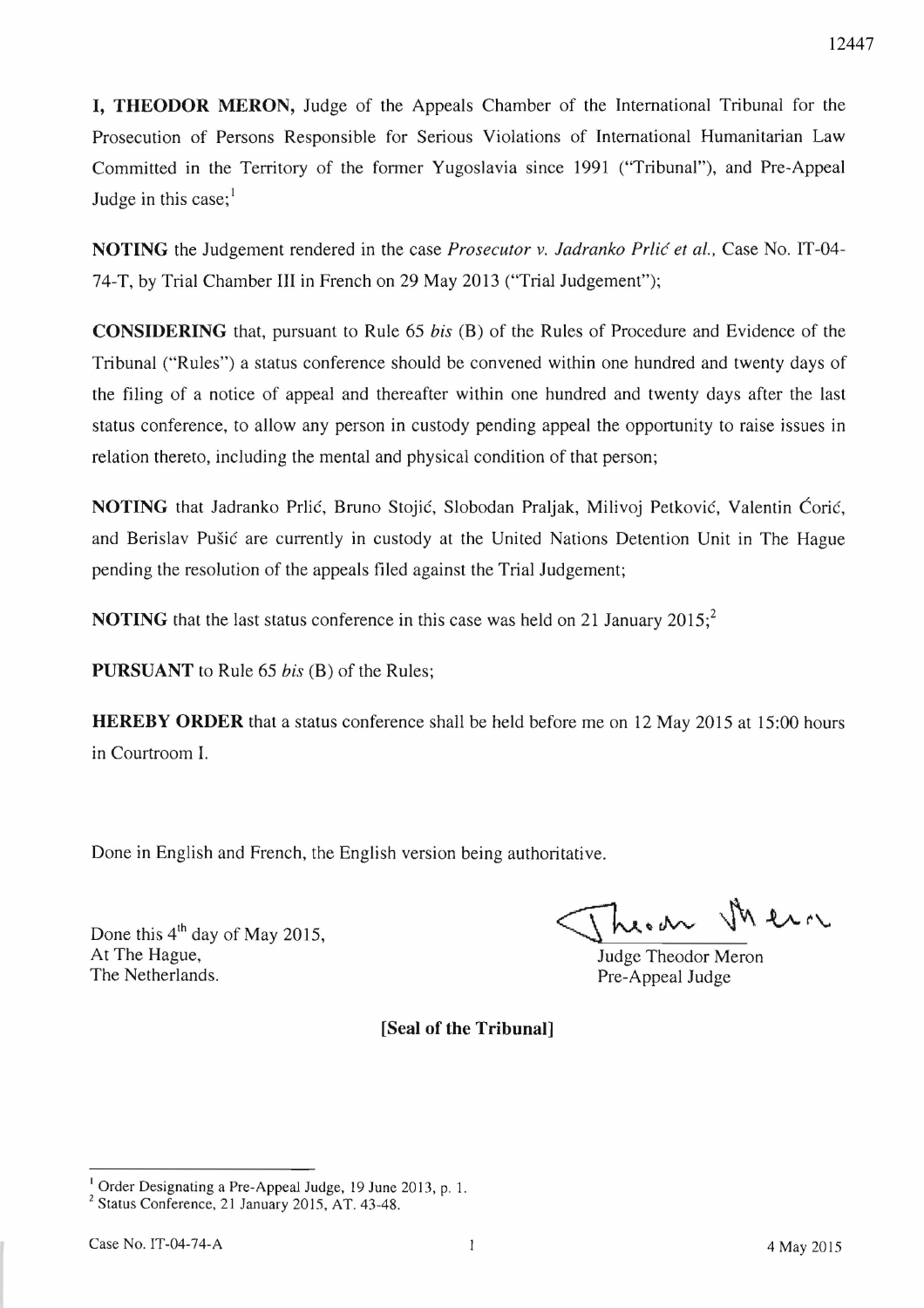**I, THEODOR MERON,** Judge of the Appeals Chamber of the International Tribunal for the Prosecution of Persons Responsible for Serious Violations of International Humanitarian Law Committed in the Territory of the former Yugoslavia since 1991 ("Tribunal"), and Pre-Appeal Judge in this case;[1]

**NOTING** the Judgement rendered in the case *Prosecutor v. Jadranko Prlić et al.,* Case No. IT-04-74-T, by Trial Chamber III in French on 29 May 2013 ("Trial Judgement");

**CONSIDERING** that, pursuant to Rule 65 *bis* (B) of the Rules of Procedure and Evidence of the Tribunal ("Rules") a status conference should be convened within one hundred and twenty days of the filing of a notice of appeal and thereafter within one hundred and twenty days after the last status conference, to allow any person in custody pending appeal the opportunity to raise issues in relation thereto, including the mental and physical condition of that person;

**NOTING** that Jadranko Prlić, Bruno Stojić, Slobodan Praljak, Milivoj Petković, Valentin Ćorić, and Berislav Pušić are currently in custody at the United Nations Detention Unit in The Hague pending the resolution of the appeals filed against the Trial Judgement;

**NOTING** that the last status conference in this case was held on 21 January 2015;[2]

**PURSUANT** to Rule 65 *bis* (B) of the Rules;

**HEREBY ORDER** that a status conference shall be held before me on 12 May 2015 at 15:00 hours in Courtroom I.

Done in English and French, the English version being authoritative.

Done this 4th day of May 2015,
At The Hague,
The Netherlands.

Judge Theodor Meron
Pre-Appeal Judge

**[Seal of the Tribunal]**

---

[1] Order Designating a Pre-Appeal Judge, 19 June 2013, p. 1.

[2] Status Conference, 21 January 2015, AT. 43-48.